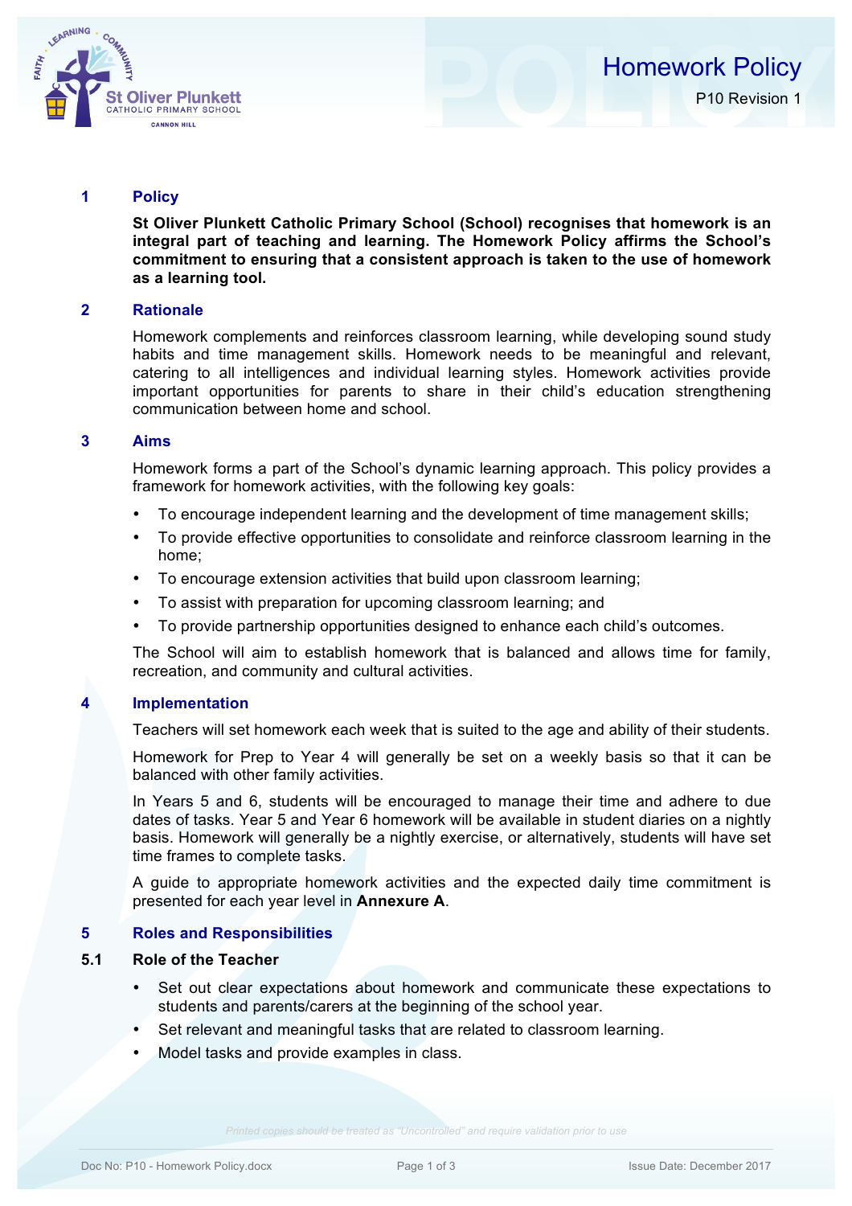# Homework Policy

P10 Revision 1

## 1 Policy

**St Oliver Plunkett Catholic Primary School (School) recognises that homework is an integral part of teaching and learning. The Homework Policy affirms the School's commitment to ensuring that a consistent approach is taken to the use of homework as a learning tool.**

## 2 Rationale

Homework complements and reinforces classroom learning, while developing sound study habits and time management skills. Homework needs to be meaningful and relevant, catering to all intelligences and individual learning styles. Homework activities provide important opportunities for parents to share in their child's education strengthening communication between home and school.

## 3 Aims

Homework forms a part of the School's dynamic learning approach. This policy provides a framework for homework activities, with the following key goals:

- To encourage independent learning and the development of time management skills;
- To provide effective opportunities to consolidate and reinforce classroom learning in the home;
- To encourage extension activities that build upon classroom learning;
- To assist with preparation for upcoming classroom learning; and
- To provide partnership opportunities designed to enhance each child's outcomes.

The School will aim to establish homework that is balanced and allows time for family, recreation, and community and cultural activities.

## 4 Implementation

Teachers will set homework each week that is suited to the age and ability of their students.

Homework for Prep to Year 4 will generally be set on a weekly basis so that it can be balanced with other family activities.

In Years 5 and 6, students will be encouraged to manage their time and adhere to due dates of tasks. Year 5 and Year 6 homework will be available in student diaries on a nightly basis. Homework will generally be a nightly exercise, or alternatively, students will have set time frames to complete tasks.

A guide to appropriate homework activities and the expected daily time commitment is presented for each year level in **Annexure A**.

## 5 Roles and Responsibilities

### 5.1 Role of the Teacher

- Set out clear expectations about homework and communicate these expectations to students and parents/carers at the beginning of the school year.
- Set relevant and meaningful tasks that are related to classroom learning.
- Model tasks and provide examples in class.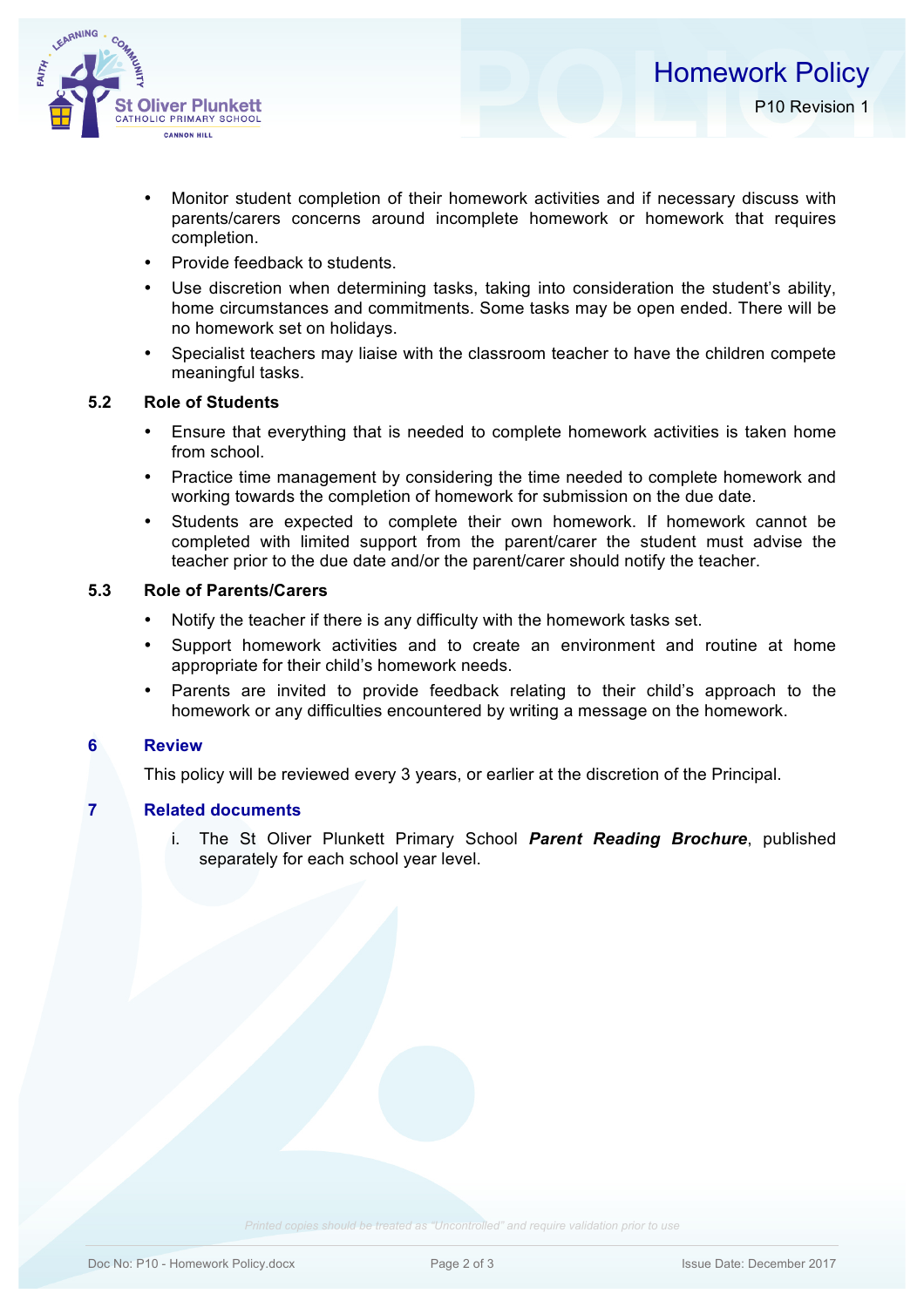- Monitor student completion of their homework activities and if necessary discuss with parents/carers concerns around incomplete homework or homework that requires completion.
- Provide feedback to students.
- Use discretion when determining tasks, taking into consideration the student's ability, home circumstances and commitments. Some tasks may be open ended. There will be no homework set on holidays.
- Specialist teachers may liaise with the classroom teacher to have the children compete meaningful tasks.

### 5.2 Role of Students

- Ensure that everything that is needed to complete homework activities is taken home from school.
- Practice time management by considering the time needed to complete homework and working towards the completion of homework for submission on the due date.
- Students are expected to complete their own homework. If homework cannot be completed with limited support from the parent/carer the student must advise the teacher prior to the due date and/or the parent/carer should notify the teacher.

### 5.3 Role of Parents/Carers

- Notify the teacher if there is any difficulty with the homework tasks set.
- Support homework activities and to create an environment and routine at home appropriate for their child's homework needs.
- Parents are invited to provide feedback relating to their child's approach to the homework or any difficulties encountered by writing a message on the homework.

## 6 Review

This policy will be reviewed every 3 years, or earlier at the discretion of the Principal.

## 7 Related documents

i. The St Oliver Plunkett Primary School ***Parent Reading Brochure***, published separately for each school year level.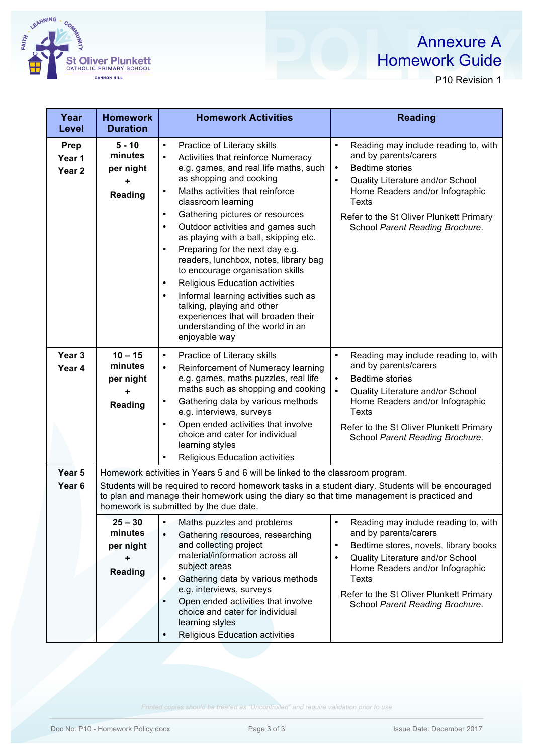# Annexure A
# Homework Guide

P10 Revision 1

| Year Level | Homework Duration | Homework Activities | Reading |
|---|---|---|---|
| **Prep**<br>**Year 1**<br>**Year 2** | **5 - 10 minutes per night + Reading** | • Practice of Literacy skills<br>• Activities that reinforce Numeracy e.g. games, and real life maths, such as shopping and cooking<br>• Maths activities that reinforce classroom learning<br>• Gathering pictures or resources<br>• Outdoor activities and games such as playing with a ball, skipping etc.<br>• Preparing for the next day e.g. readers, lunchbox, notes, library bag to encourage organisation skills<br>• Religious Education activities<br>• Informal learning activities such as talking, playing and other experiences that will broaden their understanding of the world in an enjoyable way | • Reading may include reading to, with and by parents/carers<br>• Bedtime stories<br>• Quality Literature and/or School Home Readers and/or Infographic Texts<br>Refer to the St Oliver Plunkett Primary School *Parent Reading Brochure*. |
| **Year 3**<br>**Year 4** | **10 – 15 minutes per night + Reading** | • Practice of Literacy skills<br>• Reinforcement of Numeracy learning e.g. games, maths puzzles, real life maths such as shopping and cooking<br>• Gathering data by various methods e.g. interviews, surveys<br>• Open ended activities that involve choice and cater for individual learning styles<br>• Religious Education activities | • Reading may include reading to, with and by parents/carers<br>• Bedtime stories<br>• Quality Literature and/or School Home Readers and/or Infographic Texts<br>Refer to the St Oliver Plunkett Primary School *Parent Reading Brochure*. |
| **Year 5**<br>**Year 6** | Homework activities in Years 5 and 6 will be linked to the classroom program.<br>Students will be required to record homework tasks in a student diary. Students will be encouraged to plan and manage their homework using the diary so that time management is practiced and homework is submitted by the due date. | | |
| | **25 – 30 minutes per night + Reading** | • Maths puzzles and problems<br>• Gathering resources, researching and collecting project material/information across all subject areas<br>• Gathering data by various methods e.g. interviews, surveys<br>• Open ended activities that involve choice and cater for individual learning styles<br>• Religious Education activities | • Reading may include reading to, with and by parents/carers<br>• Bedtime stores, novels, library books<br>• Quality Literature and/or School Home Readers and/or Infographic Texts<br>Refer to the St Oliver Plunkett Primary School *Parent Reading Brochure*. |

*Printed copies should be treated as "Uncontrolled" and require validation prior to use*